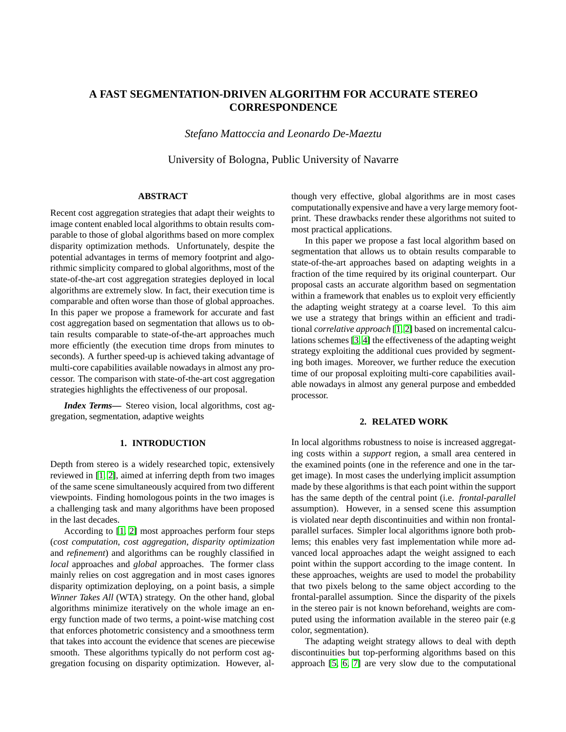# A FAST SEGMENTATION-DRIVEN ALGORITHM FOR ACCURATE STEREO CORRESPONDENCE

*Stefano Mattoccia and Leonardo De-Maeztu*

University of Bologna, Public University of Navarre

## ABSTRACT

Recent cost aggregation strategies that adapt their weights to image content enabled local algorithms to obtain results comparable to those of global algorithms based on more complex disparity optimization methods. Unfortunately, despite the potential advantages in terms of memory footprint and algorithmic simplicity compared to global algorithms, most of the state-of-the-art cost aggregation strategies deployed in local algorithms are extremely slow. In fact, their execution time is comparable and often worse than those of global approaches. In this paper we propose a framework for accurate and fast cost aggregation based on segmentation that allows us to obtain results comparable to state-of-the-art approaches much more efficiently (the execution time drops from minutes to seconds). A further speed-up is achieved taking advantage of multi-core capabilities available nowadays in almost any processor. The comparison with state-of-the-art cost aggregation strategies highlights the effectiveness of our proposal.

***Index Terms*—** Stereo vision, local algorithms, cost aggregation, segmentation, adaptive weights

## 1. INTRODUCTION

Depth from stereo is a widely researched topic, extensively reviewed in [1, 2], aimed at inferring depth from two images of the same scene simultaneously acquired from two different viewpoints. Finding homologous points in the two images is a challenging task and many algorithms have been proposed in the last decades.

According to [1, 2] most approaches perform four steps (*cost computation*, *cost aggregation*, *disparity optimization* and *refinement*) and algorithms can be roughly classified in *local* approaches and *global* approaches. The former class mainly relies on cost aggregation and in most cases ignores disparity optimization deploying, on a point basis, a simple *Winner Takes All* (WTA) strategy. On the other hand, global algorithms minimize iteratively on the whole image an energy function made of two terms, a point-wise matching cost that enforces photometric consistency and a smoothness term that takes into account the evidence that scenes are piecewise smooth. These algorithms typically do not perform cost aggregation focusing on disparity optimization. However, although very effective, global algorithms are in most cases computationally expensive and have a very large memory footprint. These drawbacks render these algorithms not suited to most practical applications.

In this paper we propose a fast local algorithm based on segmentation that allows us to obtain results comparable to state-of-the-art approaches based on adapting weights in a fraction of the time required by its original counterpart. Our proposal casts an accurate algorithm based on segmentation within a framework that enables us to exploit very efficiently the adapting weight strategy at a coarse level. To this aim we use a strategy that brings within an efficient and traditional *correlative approach* [1, 2] based on incremental calculations schemes [3, 4] the effectiveness of the adapting weight strategy exploiting the additional cues provided by segmenting both images. Moreover, we further reduce the execution time of our proposal exploiting multi-core capabilities available nowadays in almost any general purpose and embedded processor.

## 2. RELATED WORK

In local algorithms robustness to noise is increased aggregating costs within a *support* region, a small area centered in the examined points (one in the reference and one in the target image). In most cases the underlying implicit assumption made by these algorithms is that each point within the support has the same depth of the central point (i.e. *frontal-parallel* assumption). However, in a sensed scene this assumption is violated near depth discontinuities and within non frontal-parallel surfaces. Simpler local algorithms ignore both problems; this enables very fast implementation while more advanced local approaches adapt the weight assigned to each point within the support according to the image content. In these approaches, weights are used to model the probability that two pixels belong to the same object according to the frontal-parallel assumption. Since the disparity of the pixels in the stereo pair is not known beforehand, weights are computed using the information available in the stereo pair (e.g color, segmentation).

The adapting weight strategy allows to deal with depth discontinuities but top-performing algorithms based on this approach [5, 6, 7] are very slow due to the computational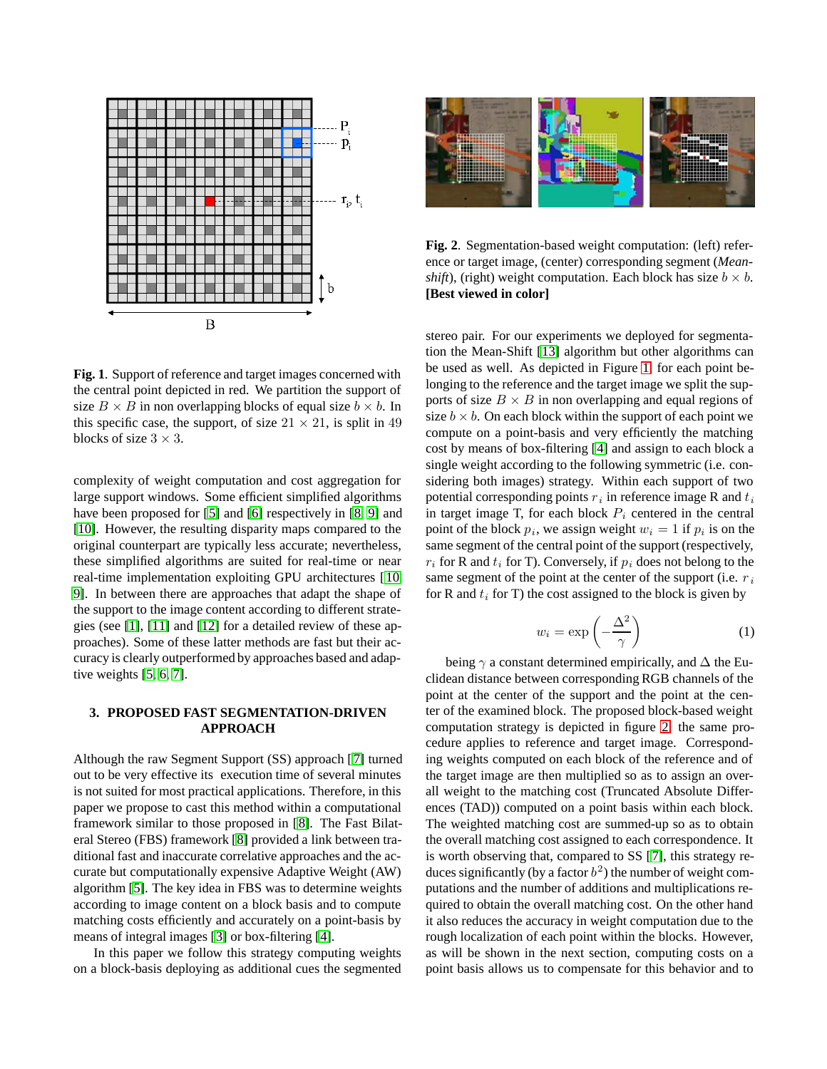**Fig. 1**. Support of reference and target images concerned with the central point depicted in red. We partition the support of size $B \times B$ in non overlapping blocks of equal size $b \times b$. In this specific case, the support, of size $21 \times 21$, is split in 49 blocks of size $3 \times 3$.

complexity of weight computation and cost aggregation for large support windows. Some efficient simplified algorithms have been proposed for [5] and [6] respectively in [8, 9] and [10]. However, the resulting disparity maps compared to the original counterpart are typically less accurate; nevertheless, these simplified algorithms are suited for real-time or near real-time implementation exploiting GPU architectures [10, 9]. In between there are approaches that adapt the shape of the support to the image content according to different strategies (see [1], [11] and [12] for a detailed review of these approaches). Some of these latter methods are fast but their accuracy is clearly outperformed by approaches based and adaptive weights [5, 6, 7].

## 3. PROPOSED FAST SEGMENTATION-DRIVEN APPROACH

Although the raw Segment Support (SS) approach [7] turned out to be very effective its execution time of several minutes is not suited for most practical applications. Therefore, in this paper we propose to cast this method within a computational framework similar to those proposed in [8]. The Fast Bilateral Stereo (FBS) framework [8] provided a link between traditional fast and inaccurate correlative approaches and the accurate but computationally expensive Adaptive Weight (AW) algorithm [5]. The key idea in FBS was to determine weights according to image content on a block basis and to compute matching costs efficiently and accurately on a point-basis by means of integral images [3] or box-filtering [4].

In this paper we follow this strategy computing weights on a block-basis deploying as additional cues the segmented stereo pair. For our experiments we deployed for segmentation the Mean-Shift [13] algorithm but other algorithms can be used as well. As depicted in Figure 1 for each point belonging to the reference and the target image we split the supports of size $B \times B$ in non overlapping and equal regions of size $b \times b$. On each block within the support of each point we compute on a point-basis and very efficiently the matching cost by means of box-filtering [4] and assign to each block a single weight according to the following symmetric (i.e. considering both images) strategy. Within each support of two potential corresponding points $r_i$ in reference image R and $t_i$ in target image T, for each block $P_i$ centered in the central point of the block $p_i$, we assign weight $w_i = 1$ if $p_i$ is on the same segment of the central point of the support (respectively, $r_i$ for R and $t_i$ for T). Conversely, if $p_i$ does not belong to the same segment of the point at the center of the support (i.e. $r_i$ for R and $t_i$ for T) the cost assigned to the block is given by

$$w_i = \exp\left(-\frac{\Delta^2}{\gamma}\right) \qquad (1)$$

being $\gamma$ a constant determined empirically, and $\Delta$ the Euclidean distance between corresponding RGB channels of the point at the center of the support and the point at the center of the examined block. The proposed block-based weight computation strategy is depicted in figure 2, the same procedure applies to reference and target image. Corresponding weights computed on each block of the reference and of the target image are then multiplied so as to assign an overall weight to the matching cost (Truncated Absolute Differences (TAD)) computed on a point basis within each block. The weighted matching cost are summed-up so as to obtain the overall matching cost assigned to each correspondence. It is worth observing that, compared to SS [7], this strategy reduces significantly (by a factor $b^2$) the number of weight computations and the number of additions and multiplications required to obtain the overall matching cost. On the other hand it also reduces the accuracy in weight computation due to the rough localization of each point within the blocks. However, as will be shown in the next section, computing costs on a point basis allows us to compensate for this behavior and to

**Fig. 2**. Segmentation-based weight computation: (left) reference or target image, (center) corresponding segment (*Mean-shift*), (right) weight computation. Each block has size $b \times b$. **[Best viewed in color]**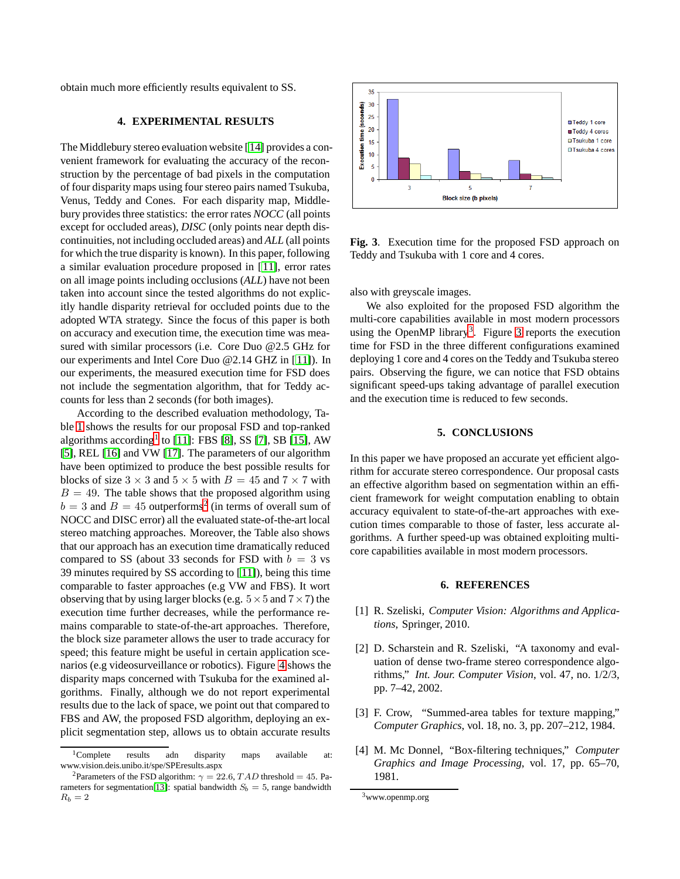obtain much more efficiently results equivalent to SS.

## 4. EXPERIMENTAL RESULTS

The Middlebury stereo evaluation website [14] provides a convenient framework for evaluating the accuracy of the reconstruction by the percentage of bad pixels in the computation of four disparity maps using four stereo pairs named Tsukuba, Venus, Teddy and Cones. For each disparity map, Middlebury provides three statistics: the error rates *NOCC* (all points except for occluded areas), *DISC* (only points near depth discontinuities, not including occluded areas) and *ALL* (all points for which the true disparity is known). In this paper, following a similar evaluation procedure proposed in [11], error rates on all image points including occlusions (*ALL*) have not been taken into account since the tested algorithms do not explicitly handle disparity retrieval for occluded points due to the adopted WTA strategy. Since the focus of this paper is both on accuracy and execution time, the execution time was measured with similar processors (i.e. Core Duo @2.5 GHz for our experiments and Intel Core Duo @2.14 GHZ in [11]). In our experiments, the measured execution time for FSD does not include the segmentation algorithm, that for Teddy accounts for less than 2 seconds (for both images).

According to the described evaluation methodology, Table 1 shows the results for our proposal FSD and top-ranked algorithms according[1] to [11]: FBS [8], SS [7], SB [15], AW [5], REL [16] and VW [17]. The parameters of our algorithm have been optimized to produce the best possible results for blocks of size $3 \times 3$ and $5 \times 5$ with $B = 45$ and $7 \times 7$ with $B = 49$. The table shows that the proposed algorithm using $b = 3$ and $B = 45$ outperforms[2] (in terms of overall sum of NOCC and DISC error) all the evaluated state-of-the-art local stereo matching approaches. Moreover, the Table also shows that our approach has an execution time dramatically reduced compared to SS (about 33 seconds for FSD with $b = 3$ vs 39 minutes required by SS according to [11]), being this time comparable to faster approaches (e.g VW and FBS). It wort observing that by using larger blocks (e.g. $5 \times 5$ and $7 \times 7$) the execution time further decreases, while the performance remains comparable to state-of-the-art approaches. Therefore, the block size parameter allows the user to trade accuracy for speed; this feature might be useful in certain application scenarios (e.g videosurveillance or robotics). Figure 4 shows the disparity maps concerned with Tsukuba for the examined algorithms. Finally, although we do not report experimental results due to the lack of space, we point out that compared to FBS and AW, the proposed FSD algorithm, deploying an explicit segmentation step, allows us to obtain accurate results also with greyscale images.

We also exploited for the proposed FSD algorithm the multi-core capabilities available in most modern processors using the OpenMP library[3]. Figure 3 reports the execution time for FSD in the three different configurations examined deploying 1 core and 4 cores on the Teddy and Tsukuba stereo pairs. Observing the figure, we can notice that FSD obtains significant speed-ups taking advantage of parallel execution and the execution time is reduced to few seconds.

**Fig. 3**. Execution time for the proposed FSD approach on Teddy and Tsukuba with 1 core and 4 cores.

## 5. CONCLUSIONS

In this paper we have proposed an accurate yet efficient algorithm for accurate stereo correspondence. Our proposal casts an effective algorithm based on segmentation within an efficient framework for weight computation enabling to obtain accuracy equivalent to state-of-the-art approaches with execution times comparable to those of faster, less accurate algorithms. A further speed-up was obtained exploiting multi-core capabilities available in most modern processors.

## 6. REFERENCES

[1] R. Szeliski, *Computer Vision: Algorithms and Applications*, Springer, 2010.

[2] D. Scharstein and R. Szeliski, "A taxonomy and evaluation of dense two-frame stereo correspondence algorithms," *Int. Jour. Computer Vision*, vol. 47, no. 1/2/3, pp. 7–42, 2002.

[3] F. Crow, "Summed-area tables for texture mapping," *Computer Graphics*, vol. 18, no. 3, pp. 207–212, 1984.

[4] M. Mc Donnel, "Box-filtering techniques," *Computer Graphics and Image Processing*, vol. 17, pp. 65–70, 1981.

---

[1] Complete results adn disparity maps available at: www.vision.deis.unibo.it/spe/SPEresults.aspx

[2] Parameters of the FSD algorithm: $\gamma = 22.6$, $TAD$ threshold $= 45$. Parameters for segmentation[13]: spatial bandwidth $S_b = 5$, range bandwidth $R_b = 2$

[3] www.openmp.org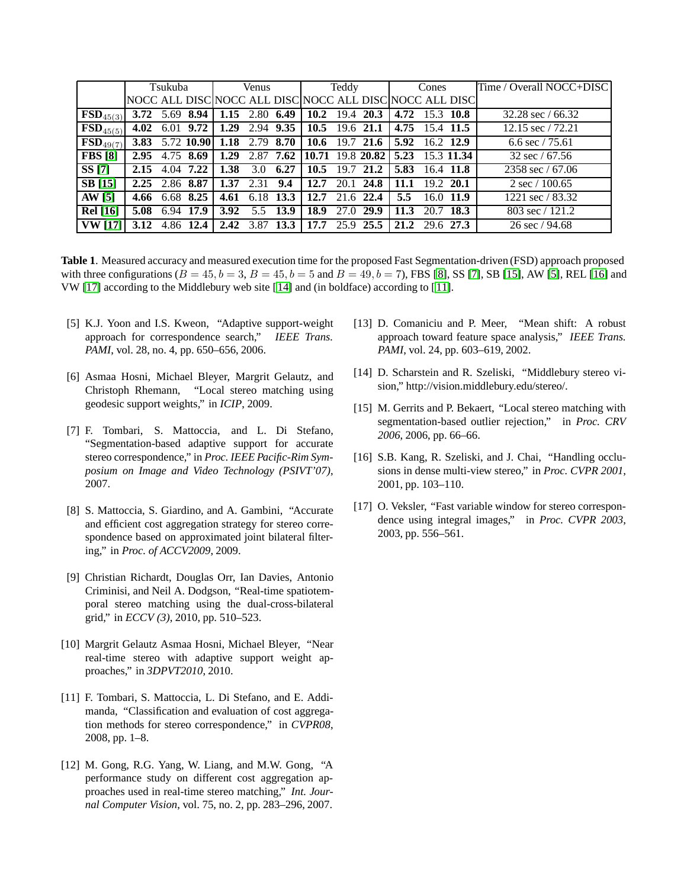| | Tsukuba | | | Venus | | | Teddy | | | Cones | | | Time / Overall NOCC+DISC |
|---|---|---|---|---|---|---|---|---|---|---|---|---|---|
| | NOCC | ALL | DISC | NOCC | ALL | DISC | NOCC | ALL | DISC | NOCC | ALL | DISC | |
| **FSD$_{45(3)}$** | **3.72** | 5.69 | **8.94** | **1.15** | 2.80 | **6.49** | **10.2** | 19.4 | **20.3** | **4.72** | 15.3 | **10.8** | 32.28 sec / 66.32 |
| **FSD$_{45(5)}$** | **4.02** | 6.01 | **9.72** | **1.29** | 2.94 | **9.35** | **10.5** | 19.6 | **21.1** | **4.75** | 15.4 | **11.5** | 12.15 sec / 72.21 |
| **FSD$_{49(7)}$** | **3.83** | 5.72 | **10.90** | **1.18** | 2.79 | **8.70** | **10.6** | 19.7 | **21.6** | **5.92** | 16.2 | **12.9** | 6.6 sec / 75.61 |
| **FBS [8]** | **2.95** | 4.75 | **8.69** | **1.29** | 2.87 | **7.62** | **10.71** | 19.8 | **20.82** | **5.23** | 15.3 | **11.34** | 32 sec / 67.56 |
| **SS [7]** | **2.15** | 4.04 | **7.22** | **1.38** | 3.0 | **6.27** | **10.5** | 19.7 | **21.2** | **5.83** | 16.4 | **11.8** | 2358 sec / 67.06 |
| **SB [15]** | **2.25** | 2.86 | **8.87** | **1.37** | 2.31 | **9.4** | **12.7** | 20.1 | **24.8** | **11.1** | 19.2 | **20.1** | 2 sec / 100.65 |
| **AW [5]** | **4.66** | 6.68 | **8.25** | **4.61** | 6.18 | **13.3** | **12.7** | 21.6 | **22.4** | **5.5** | 16.0 | **11.9** | 1221 sec / 83.32 |
| **Rel [16]** | **5.08** | 6.94 | **17.9** | **3.92** | 5.5 | **13.9** | **18.9** | 27.0 | **29.9** | **11.3** | 20.7 | **18.3** | 803 sec / 121.2 |
| **VW [17]** | **3.12** | 4.86 | **12.4** | **2.42** | 3.87 | **13.3** | **17.7** | 25.9 | **25.5** | **21.2** | 29.6 | **27.3** | 26 sec / 94.68 |

**Table 1**. Measured accuracy and measured execution time for the proposed Fast Segmentation-driven (FSD) approach proposed with three configurations ($B = 45, b = 3$, $B = 45, b = 5$ and $B = 49, b = 7$), FBS [8], SS [7], SB [15], AW [5], REL [16] and VW [17] according to the Middlebury web site [14] and (in boldface) according to [11].

[5] K.J. Yoon and I.S. Kweon, "Adaptive support-weight approach for correspondence search," *IEEE Trans. PAMI*, vol. 28, no. 4, pp. 650–656, 2006.

[6] Asmaa Hosni, Michael Bleyer, Margrit Gelautz, and Christoph Rhemann, "Local stereo matching using geodesic support weights," in *ICIP*, 2009.

[7] F. Tombari, S. Mattoccia, and L. Di Stefano, "Segmentation-based adaptive support for accurate stereo correspondence," in *Proc. IEEE Pacific-Rim Symposium on Image and Video Technology (PSIVT'07)*, 2007.

[8] S. Mattoccia, S. Giardino, and A. Gambini, "Accurate and efficient cost aggregation strategy for stereo correspondence based on approximated joint bilateral filtering," in *Proc. of ACCV2009*, 2009.

[9] Christian Richardt, Douglas Orr, Ian Davies, Antonio Criminisi, and Neil A. Dodgson, "Real-time spatiotemporal stereo matching using the dual-cross-bilateral grid," in *ECCV (3)*, 2010, pp. 510–523.

[10] Margrit Gelautz Asmaa Hosni, Michael Bleyer, "Near real-time stereo with adaptive support weight approaches," in *3DPVT2010*, 2010.

[11] F. Tombari, S. Mattoccia, L. Di Stefano, and E. Addimanda, "Classification and evaluation of cost aggregation methods for stereo correspondence," in *CVPR08*, 2008, pp. 1–8.

[12] M. Gong, R.G. Yang, W. Liang, and M.W. Gong, "A performance study on different cost aggregation approaches used in real-time stereo matching," *Int. Journal Computer Vision*, vol. 75, no. 2, pp. 283–296, 2007.

[13] D. Comaniciu and P. Meer, "Mean shift: A robust approach toward feature space analysis," *IEEE Trans. PAMI*, vol. 24, pp. 603–619, 2002.

[14] D. Scharstein and R. Szeliski, "Middlebury stereo vision," http://vision.middlebury.edu/stereo/.

[15] M. Gerrits and P. Bekaert, "Local stereo matching with segmentation-based outlier rejection," in *Proc. CRV 2006*, 2006, pp. 66–66.

[16] S.B. Kang, R. Szeliski, and J. Chai, "Handling occlusions in dense multi-view stereo," in *Proc. CVPR 2001*, 2001, pp. 103–110.

[17] O. Veksler, "Fast variable window for stereo correspondence using integral images," in *Proc. CVPR 2003*, 2003, pp. 556–561.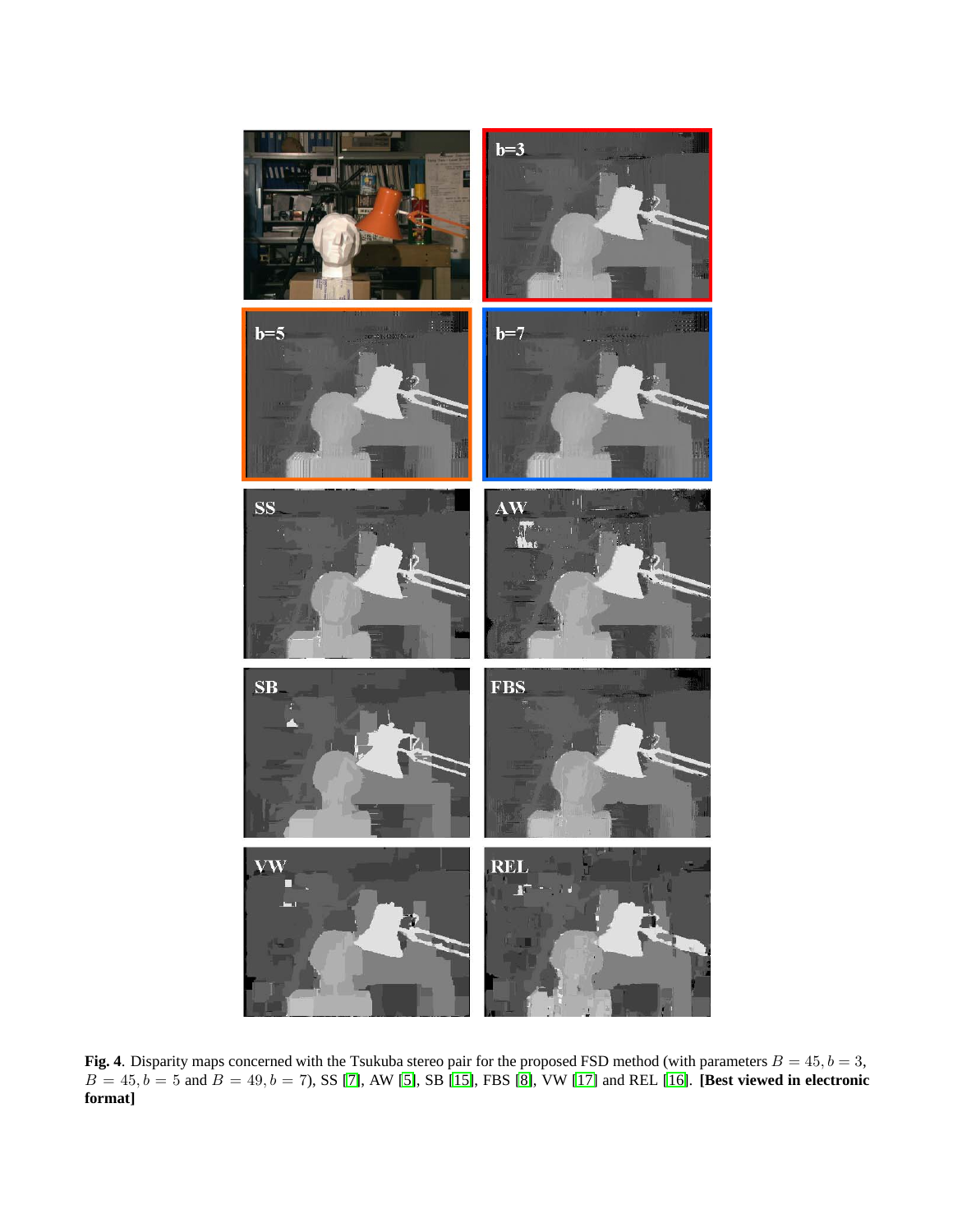b=3

b=5

b=7

SS

AW

SB

FBS

VW

REL

**Fig. 4**. Disparity maps concerned with the Tsukuba stereo pair for the proposed FSD method (with parameters $B = 45, b = 3$, $B = 45, b = 5$ and $B = 49, b = 7$), SS [7], AW [5], SB [15], FBS [8], VW [17] and REL [16]. **[Best viewed in electronic format]**